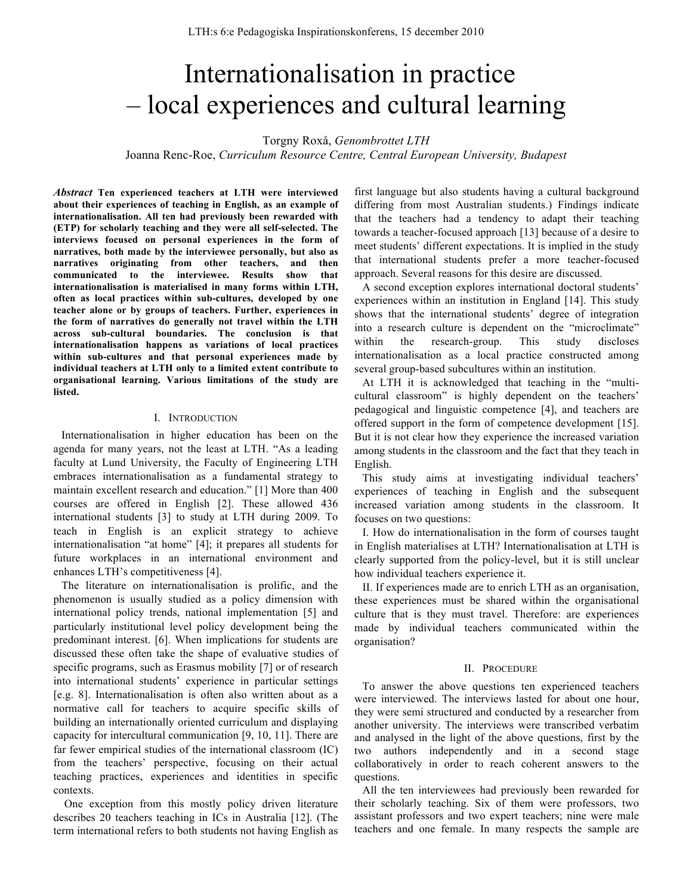# Internationalisation in practice – local experiences and cultural learning

Torgny Roxå, *Genombrottet LTH*
Joanna Renc-Roe, *Curriculum Resource Centre, Central European University, Budapest*

***Abstract*** **Ten experienced teachers at LTH were interviewed about their experiences of teaching in English, as an example of internationalisation. All ten had previously been rewarded with (ETP) for scholarly teaching and they were all self-selected. The interviews focused on personal experiences in the form of narratives, both made by the interviewee personally, but also as narratives originating from other teachers, and then communicated to the interviewee. Results show that internationalisation is materialised in many forms within LTH, often as local practices within sub-cultures, developed by one teacher alone or by groups of teachers. Further, experiences in the form of narratives do generally not travel within the LTH across sub-cultural boundaries. The conclusion is that internationalisation happens as variations of local practices within sub-cultures and that personal experiences made by individual teachers at LTH only to a limited extent contribute to organisational learning. Various limitations of the study are listed.**

## I. Introduction

Internationalisation in higher education has been on the agenda for many years, not the least at LTH. "As a leading faculty at Lund University, the Faculty of Engineering LTH embraces internationalisation as a fundamental strategy to maintain excellent research and education." [1] More than 400 courses are offered in English [2]. These allowed 436 international students [3] to study at LTH during 2009. To teach in English is an explicit strategy to achieve internationalisation "at home" [4]; it prepares all students for future workplaces in an international environment and enhances LTH's competitiveness [4].

The literature on internationalisation is prolific, and the phenomenon is usually studied as a policy dimension with international policy trends, national implementation [5] and particularly institutional level policy development being the predominant interest. [6]. When implications for students are discussed these often take the shape of evaluative studies of specific programs, such as Erasmus mobility [7] or of research into international students' experience in particular settings [e.g. 8]. Internationalisation is often also written about as a normative call for teachers to acquire specific skills of building an internationally oriented curriculum and displaying capacity for intercultural communication [9, 10, 11]. There are far fewer empirical studies of the international classroom (IC) from the teachers' perspective, focusing on their actual teaching practices, experiences and identities in specific contexts.

One exception from this mostly policy driven literature describes 20 teachers teaching in ICs in Australia [12]. (The term international refers to both students not having English as first language but also students having a cultural background differing from most Australian students.) Findings indicate that the teachers had a tendency to adapt their teaching towards a teacher-focused approach [13] because of a desire to meet students' different expectations. It is implied in the study that international students prefer a more teacher-focused approach. Several reasons for this desire are discussed.

A second exception explores international doctoral students' experiences within an institution in England [14]. This study shows that the international students' degree of integration into a research culture is dependent on the "microclimate" within the research-group. This study discloses internationalisation as a local practice constructed among several group-based subcultures within an institution.

At LTH it is acknowledged that teaching in the "multi-cultural classroom" is highly dependent on the teachers' pedagogical and linguistic competence [4], and teachers are offered support in the form of competence development [15]. But it is not clear how they experience the increased variation among students in the classroom and the fact that they teach in English.

This study aims at investigating individual teachers' experiences of teaching in English and the subsequent increased variation among students in the classroom. It focuses on two questions:

I. How do internationalisation in the form of courses taught in English materialises at LTH? Internationalisation at LTH is clearly supported from the policy-level, but it is still unclear how individual teachers experience it.

II. If experiences made are to enrich LTH as an organisation, these experiences must be shared within the organisational culture that is they must travel. Therefore: are experiences made by individual teachers communicated within the organisation?

## II. Procedure

To answer the above questions ten experienced teachers were interviewed. The interviews lasted for about one hour, they were semi structured and conducted by a researcher from another university. The interviews were transcribed verbatim and analysed in the light of the above questions, first by the two authors independently and in a second stage collaboratively in order to reach coherent answers to the questions.

All the ten interviewees had previously been rewarded for their scholarly teaching. Six of them were professors, two assistant professors and two expert teachers; nine were male teachers and one female. In many respects the sample are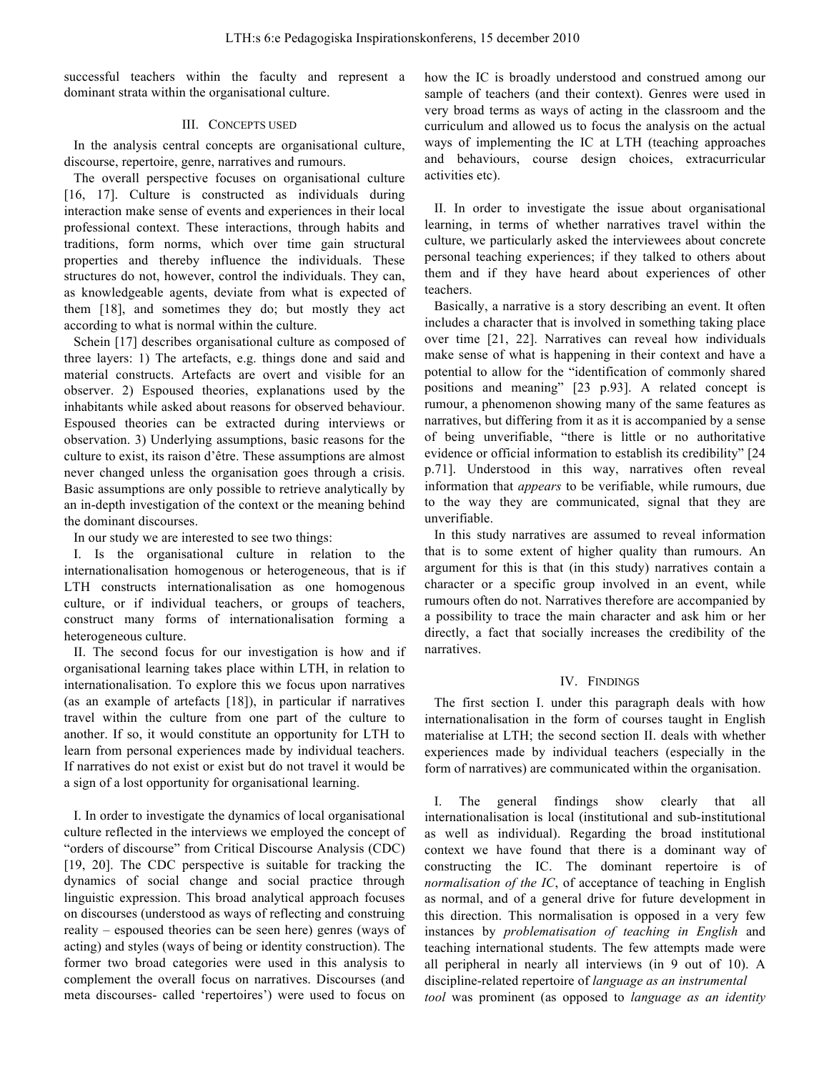successful teachers within the faculty and represent a dominant strata within the organisational culture.

## III. Concepts used

In the analysis central concepts are organisational culture, discourse, repertoire, genre, narratives and rumours.

The overall perspective focuses on organisational culture [16, 17]. Culture is constructed as individuals during interaction make sense of events and experiences in their local professional context. These interactions, through habits and traditions, form norms, which over time gain structural properties and thereby influence the individuals. These structures do not, however, control the individuals. They can, as knowledgeable agents, deviate from what is expected of them [18], and sometimes they do; but mostly they act according to what is normal within the culture.

Schein [17] describes organisational culture as composed of three layers: 1) The artefacts, e.g. things done and said and material constructs. Artefacts are overt and visible for an observer. 2) Espoused theories, explanations used by the inhabitants while asked about reasons for observed behaviour. Espoused theories can be extracted during interviews or observation. 3) Underlying assumptions, basic reasons for the culture to exist, its raison d'être. These assumptions are almost never changed unless the organisation goes through a crisis. Basic assumptions are only possible to retrieve analytically by an in-depth investigation of the context or the meaning behind the dominant discourses.

In our study we are interested to see two things:

I. Is the organisational culture in relation to the internationalisation homogenous or heterogeneous, that is if LTH constructs internationalisation as one homogenous culture, or if individual teachers, or groups of teachers, construct many forms of internationalisation forming a heterogeneous culture.

II. The second focus for our investigation is how and if organisational learning takes place within LTH, in relation to internationalisation. To explore this we focus upon narratives (as an example of artefacts [18]), in particular if narratives travel within the culture from one part of the culture to another. If so, it would constitute an opportunity for LTH to learn from personal experiences made by individual teachers. If narratives do not exist or exist but do not travel it would be a sign of a lost opportunity for organisational learning.

I. In order to investigate the dynamics of local organisational culture reflected in the interviews we employed the concept of "orders of discourse" from Critical Discourse Analysis (CDC) [19, 20]. The CDC perspective is suitable for tracking the dynamics of social change and social practice through linguistic expression. This broad analytical approach focuses on discourses (understood as ways of reflecting and construing reality – espoused theories can be seen here) genres (ways of acting) and styles (ways of being or identity construction). The former two broad categories were used in this analysis to complement the overall focus on narratives. Discourses (and meta discourses- called 'repertoires') were used to focus on how the IC is broadly understood and construed among our sample of teachers (and their context). Genres were used in very broad terms as ways of acting in the classroom and the curriculum and allowed us to focus the analysis on the actual ways of implementing the IC at LTH (teaching approaches and behaviours, course design choices, extracurricular activities etc).

II. In order to investigate the issue about organisational learning, in terms of whether narratives travel within the culture, we particularly asked the interviewees about concrete personal teaching experiences; if they talked to others about them and if they have heard about experiences of other teachers.

Basically, a narrative is a story describing an event. It often includes a character that is involved in something taking place over time [21, 22]. Narratives can reveal how individuals make sense of what is happening in their context and have a potential to allow for the "identification of commonly shared positions and meaning" [23 p.93]. A related concept is rumour, a phenomenon showing many of the same features as narratives, but differing from it as it is accompanied by a sense of being unverifiable, "there is little or no authoritative evidence or official information to establish its credibility" [24 p.71]. Understood in this way, narratives often reveal information that *appears* to be verifiable, while rumours, due to the way they are communicated, signal that they are unverifiable.

In this study narratives are assumed to reveal information that is to some extent of higher quality than rumours. An argument for this is that (in this study) narratives contain a character or a specific group involved in an event, while rumours often do not. Narratives therefore are accompanied by a possibility to trace the main character and ask him or her directly, a fact that socially increases the credibility of the narratives.

## IV. Findings

The first section I. under this paragraph deals with how internationalisation in the form of courses taught in English materialise at LTH; the second section II. deals with whether experiences made by individual teachers (especially in the form of narratives) are communicated within the organisation.

I. The general findings show clearly that all internationalisation is local (institutional and sub-institutional as well as individual). Regarding the broad institutional context we have found that there is a dominant way of constructing the IC. The dominant repertoire is of *normalisation of the IC*, of acceptance of teaching in English as normal, and of a general drive for future development in this direction. This normalisation is opposed in a very few instances by *problematisation of teaching in English* and teaching international students. The few attempts made were all peripheral in nearly all interviews (in 9 out of 10). A discipline-related repertoire of *language as an instrumental tool* was prominent (as opposed to *language as an identity*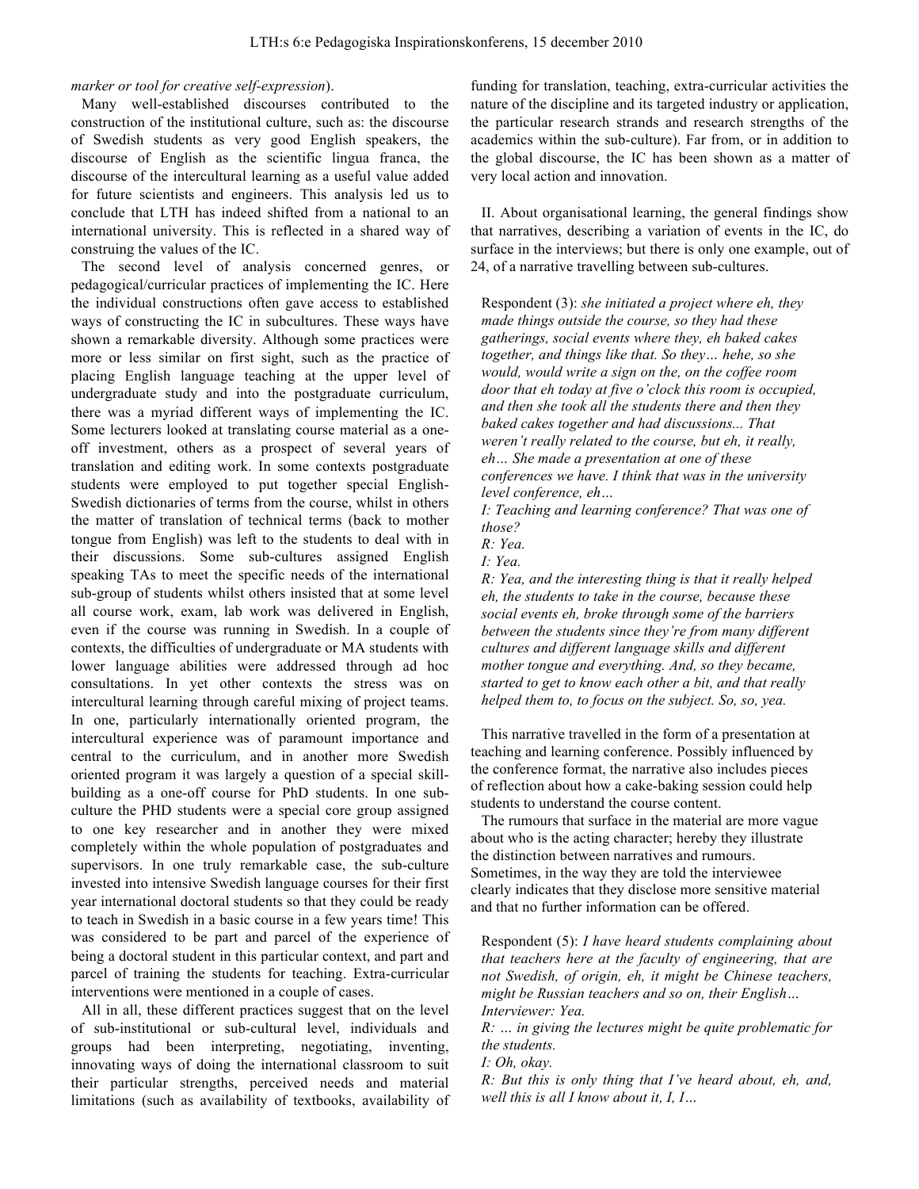*marker or tool for creative self-expression*).

Many well-established discourses contributed to the construction of the institutional culture, such as: the discourse of Swedish students as very good English speakers, the discourse of English as the scientific lingua franca, the discourse of the intercultural learning as a useful value added for future scientists and engineers. This analysis led us to conclude that LTH has indeed shifted from a national to an international university. This is reflected in a shared way of construing the values of the IC.

The second level of analysis concerned genres, or pedagogical/curricular practices of implementing the IC. Here the individual constructions often gave access to established ways of constructing the IC in subcultures. These ways have shown a remarkable diversity. Although some practices were more or less similar on first sight, such as the practice of placing English language teaching at the upper level of undergraduate study and into the postgraduate curriculum, there was a myriad different ways of implementing the IC. Some lecturers looked at translating course material as a one-off investment, others as a prospect of several years of translation and editing work. In some contexts postgraduate students were employed to put together special English-Swedish dictionaries of terms from the course, whilst in others the matter of translation of technical terms (back to mother tongue from English) was left to the students to deal with in their discussions. Some sub-cultures assigned English speaking TAs to meet the specific needs of the international sub-group of students whilst others insisted that at some level all course work, exam, lab work was delivered in English, even if the course was running in Swedish. In a couple of contexts, the difficulties of undergraduate or MA students with lower language abilities were addressed through ad hoc consultations. In yet other contexts the stress was on intercultural learning through careful mixing of project teams. In one, particularly internationally oriented program, the intercultural experience was of paramount importance and central to the curriculum, and in another more Swedish oriented program it was largely a question of a special skill-building as a one-off course for PhD students. In one sub-culture the PHD students were a special core group assigned to one key researcher and in another they were mixed completely within the whole population of postgraduates and supervisors. In one truly remarkable case, the sub-culture invested into intensive Swedish language courses for their first year international doctoral students so that they could be ready to teach in Swedish in a basic course in a few years time! This was considered to be part and parcel of the experience of being a doctoral student in this particular context, and part and parcel of training the students for teaching. Extra-curricular interventions were mentioned in a couple of cases.

All in all, these different practices suggest that on the level of sub-institutional or sub-cultural level, individuals and groups had been interpreting, negotiating, inventing, innovating ways of doing the international classroom to suit their particular strengths, perceived needs and material limitations (such as availability of textbooks, availability of funding for translation, teaching, extra-curricular activities the nature of the discipline and its targeted industry or application, the particular research strands and research strengths of the academics within the sub-culture). Far from, or in addition to the global discourse, the IC has been shown as a matter of very local action and innovation.

II. About organisational learning, the general findings show that narratives, describing a variation of events in the IC, do surface in the interviews; but there is only one example, out of 24, of a narrative travelling between sub-cultures.

> Respondent (3): *she initiated a project where eh, they made things outside the course, so they had these gatherings, social events where they, eh baked cakes together, and things like that. So they… hehe, so she would, would write a sign on the, on the coffee room door that eh today at five o'clock this room is occupied, and then she took all the students there and then they baked cakes together and had discussions... That weren't really related to the course, but eh, it really, eh… She made a presentation at one of these conferences we have. I think that was in the university level conference, eh…*
>
> *I: Teaching and learning conference? That was one of those?*
>
> *R: Yea.*
>
> *I: Yea.*
>
> *R: Yea, and the interesting thing is that it really helped eh, the students to take in the course, because these social events eh, broke through some of the barriers between the students since they're from many different cultures and different language skills and different mother tongue and everything. And, so they became, started to get to know each other a bit, and that really helped them to, to focus on the subject. So, so, yea.*

This narrative travelled in the form of a presentation at teaching and learning conference. Possibly influenced by the conference format, the narrative also includes pieces of reflection about how a cake-baking session could help students to understand the course content.

The rumours that surface in the material are more vague about who is the acting character; hereby they illustrate the distinction between narratives and rumours. Sometimes, in the way they are told the interviewee clearly indicates that they disclose more sensitive material and that no further information can be offered.

> Respondent (5): *I have heard students complaining about that teachers here at the faculty of engineering, that are not Swedish, of origin, eh, it might be Chinese teachers, might be Russian teachers and so on, their English…*
>
> *Interviewer: Yea.*
>
> *R: … in giving the lectures might be quite problematic for the students.*
>
> *I: Oh, okay.*
>
> *R: But this is only thing that I've heard about, eh, and, well this is all I know about it, I, I…*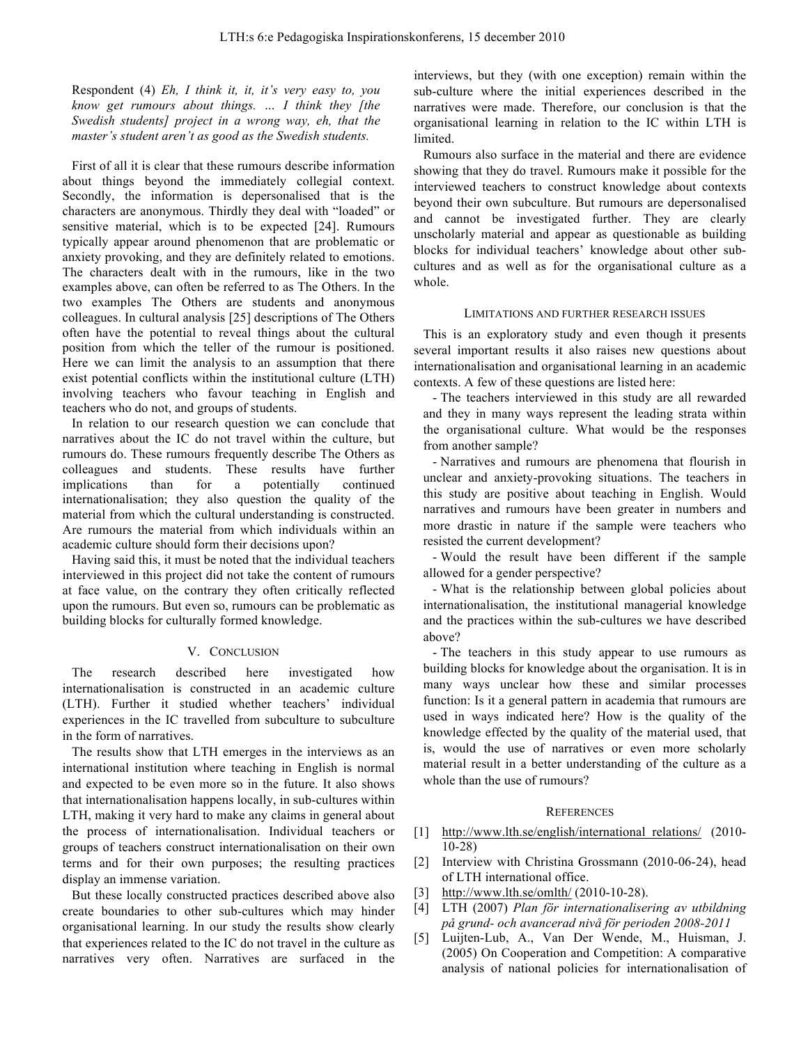Respondent (4) *Eh, I think it, it, it's very easy to, you know get rumours about things. … I think they [the Swedish students] project in a wrong way, eh, that the master's student aren't as good as the Swedish students.*

First of all it is clear that these rumours describe information about things beyond the immediately collegial context. Secondly, the information is depersonalised that is the characters are anonymous. Thirdly they deal with "loaded" or sensitive material, which is to be expected [24]. Rumours typically appear around phenomenon that are problematic or anxiety provoking, and they are definitely related to emotions. The characters dealt with in the rumours, like in the two examples above, can often be referred to as The Others. In the two examples The Others are students and anonymous colleagues. In cultural analysis [25] descriptions of The Others often have the potential to reveal things about the cultural position from which the teller of the rumour is positioned. Here we can limit the analysis to an assumption that there exist potential conflicts within the institutional culture (LTH) involving teachers who favour teaching in English and teachers who do not, and groups of students.

In relation to our research question we can conclude that narratives about the IC do not travel within the culture, but rumours do. These rumours frequently describe The Others as colleagues and students. These results have further implications than for a potentially continued internationalisation; they also question the quality of the material from which the cultural understanding is constructed. Are rumours the material from which individuals within an academic culture should form their decisions upon?

Having said this, it must be noted that the individual teachers interviewed in this project did not take the content of rumours at face value, on the contrary they often critically reflected upon the rumours. But even so, rumours can be problematic as building blocks for culturally formed knowledge.

## V. Conclusion

The research described here investigated how internationalisation is constructed in an academic culture (LTH). Further it studied whether teachers' individual experiences in the IC travelled from subculture to subculture in the form of narratives.

The results show that LTH emerges in the interviews as an international institution where teaching in English is normal and expected to be even more so in the future. It also shows that internationalisation happens locally, in sub-cultures within LTH, making it very hard to make any claims in general about the process of internationalisation. Individual teachers or groups of teachers construct internationalisation on their own terms and for their own purposes; the resulting practices display an immense variation.

But these locally constructed practices described above also create boundaries to other sub-cultures which may hinder organisational learning. In our study the results show clearly that experiences related to the IC do not travel in the culture as narratives very often. Narratives are surfaced in the interviews, but they (with one exception) remain within the sub-culture where the initial experiences described in the narratives were made. Therefore, our conclusion is that the organisational learning in relation to the IC within LTH is limited.

Rumours also surface in the material and there are evidence showing that they do travel. Rumours make it possible for the interviewed teachers to construct knowledge about contexts beyond their own subculture. But rumours are depersonalised and cannot be investigated further. They are clearly unscholarly material and appear as questionable as building blocks for individual teachers' knowledge about other sub-cultures and as well as for the organisational culture as a whole.

### Limitations and further research issues

This is an exploratory study and even though it presents several important results it also raises new questions about internationalisation and organisational learning in an academic contexts. A few of these questions are listed here:

- The teachers interviewed in this study are all rewarded and they in many ways represent the leading strata within the organisational culture. What would be the responses from another sample?
- Narratives and rumours are phenomena that flourish in unclear and anxiety-provoking situations. The teachers in this study are positive about teaching in English. Would narratives and rumours have been greater in numbers and more drastic in nature if the sample were teachers who resisted the current development?
- Would the result have been different if the sample allowed for a gender perspective?
- What is the relationship between global policies about internationalisation, the institutional managerial knowledge and the practices within the sub-cultures we have described above?
- The teachers in this study appear to use rumours as building blocks for knowledge about the organisation. It is in many ways unclear how these and similar processes function: Is it a general pattern in academia that rumours are used in ways indicated here? How is the quality of the knowledge effected by the quality of the material used, that is, would the use of narratives or even more scholarly material result in a better understanding of the culture as a whole than the use of rumours?

### References

[1] http://www.lth.se/english/international relations/ (2010-10-28)

[2] Interview with Christina Grossmann (2010-06-24), head of LTH international office.

[3] http://www.lth.se/omlth/ (2010-10-28).

[4] LTH (2007) *Plan för internationalisering av utbildning på grund- och avancerad nivå för perioden 2008-2011*

[5] Luijten-Lub, A., Van Der Wende, M., Huisman, J. (2005) On Cooperation and Competition: A comparative analysis of national policies for internationalisation of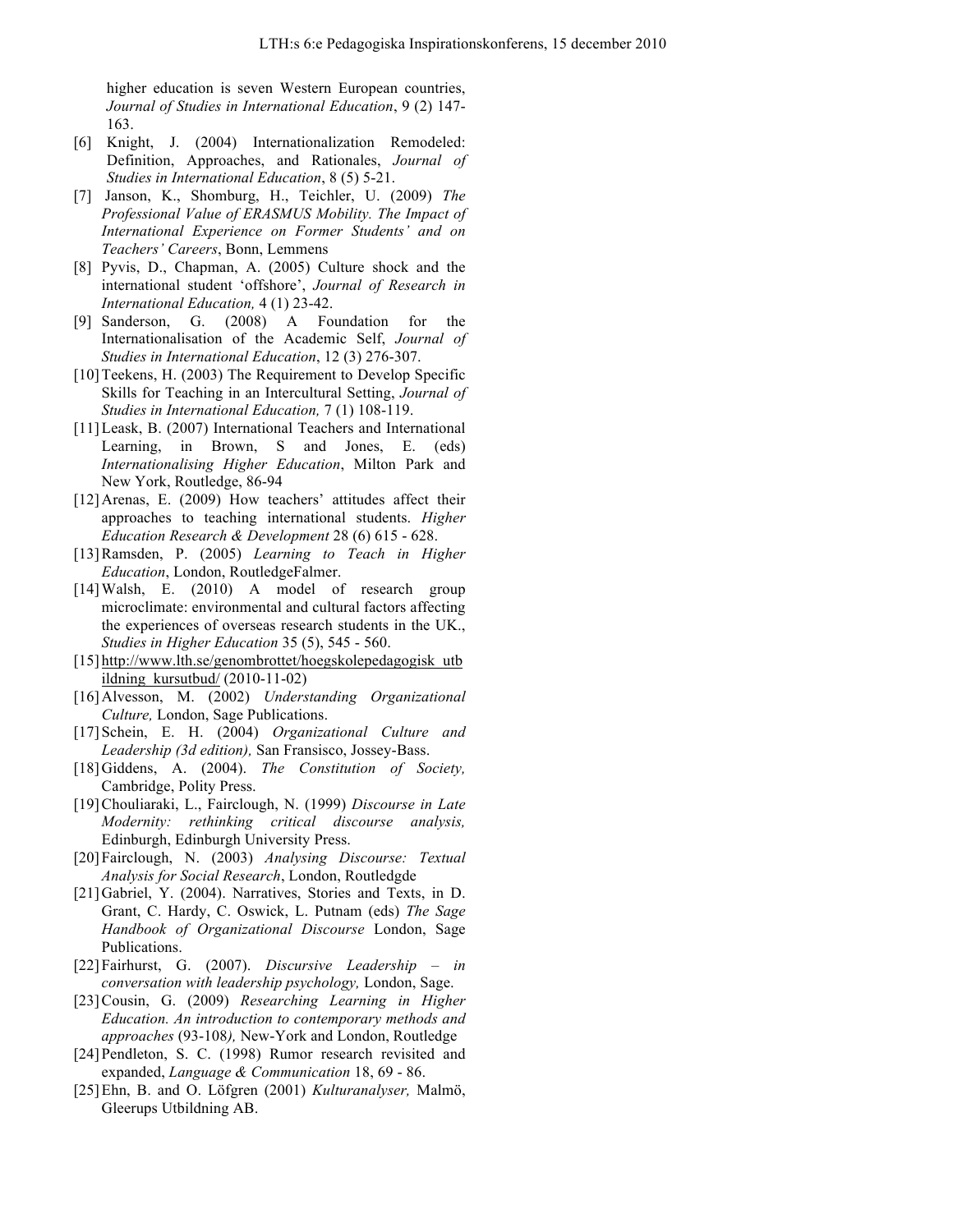higher education is seven Western European countries, *Journal of Studies in International Education*, 9 (2) 147-163.

[6] Knight, J. (2004) Internationalization Remodeled: Definition, Approaches, and Rationales, *Journal of Studies in International Education*, 8 (5) 5-21.

[7] Janson, K., Shomburg, H., Teichler, U. (2009) *The Professional Value of ERASMUS Mobility. The Impact of International Experience on Former Students' and on Teachers' Careers*, Bonn, Lemmens

[8] Pyvis, D., Chapman, A. (2005) Culture shock and the international student 'offshore', *Journal of Research in International Education,* 4 (1) 23-42.

[9] Sanderson, G. (2008) A Foundation for the Internationalisation of the Academic Self, *Journal of Studies in International Education*, 12 (3) 276-307.

[10] Teekens, H. (2003) The Requirement to Develop Specific Skills for Teaching in an Intercultural Setting, *Journal of Studies in International Education,* 7 (1) 108-119.

[11] Leask, B. (2007) International Teachers and International Learning, in Brown, S and Jones, E. (eds) *Internationalising Higher Education*, Milton Park and New York, Routledge, 86-94

[12] Arenas, E. (2009) How teachers' attitudes affect their approaches to teaching international students. *Higher Education Research & Development* 28 (6) 615 - 628.

[13] Ramsden, P. (2005) *Learning to Teach in Higher Education*, London, RoutledgeFalmer.

[14] Walsh, E. (2010) A model of research group microclimate: environmental and cultural factors affecting the experiences of overseas research students in the UK., *Studies in Higher Education* 35 (5), 545 - 560.

[15] http://www.lth.se/genombrottet/hoegskolepedagogisk_utbildning_kursutbud/ (2010-11-02)

[16] Alvesson, M. (2002) *Understanding Organizational Culture,* London, Sage Publications.

[17] Schein, E. H. (2004) *Organizational Culture and Leadership (3d edition),* San Fransisco, Jossey-Bass.

[18] Giddens, A. (2004). *The Constitution of Society,* Cambridge, Polity Press.

[19] Chouliaraki, L., Fairclough, N. (1999) *Discourse in Late Modernity: rethinking critical discourse analysis,* Edinburgh, Edinburgh University Press.

[20] Fairclough, N. (2003) *Analysing Discourse: Textual Analysis for Social Research*, London, Routledgde

[21] Gabriel, Y. (2004). Narratives, Stories and Texts, in D. Grant, C. Hardy, C. Oswick, L. Putnam (eds) *The Sage Handbook of Organizational Discourse* London, Sage Publications.

[22] Fairhurst, G. (2007). *Discursive Leadership – in conversation with leadership psychology,* London, Sage.

[23] Cousin, G. (2009) *Researching Learning in Higher Education. An introduction to contemporary methods and approaches* (93-108*),* New-York and London, Routledge

[24] Pendleton, S. C. (1998) Rumor research revisited and expanded, *Language & Communication* 18, 69 - 86.

[25] Ehn, B. and O. Löfgren (2001) *Kulturanalyser,* Malmö, Gleerups Utbildning AB.